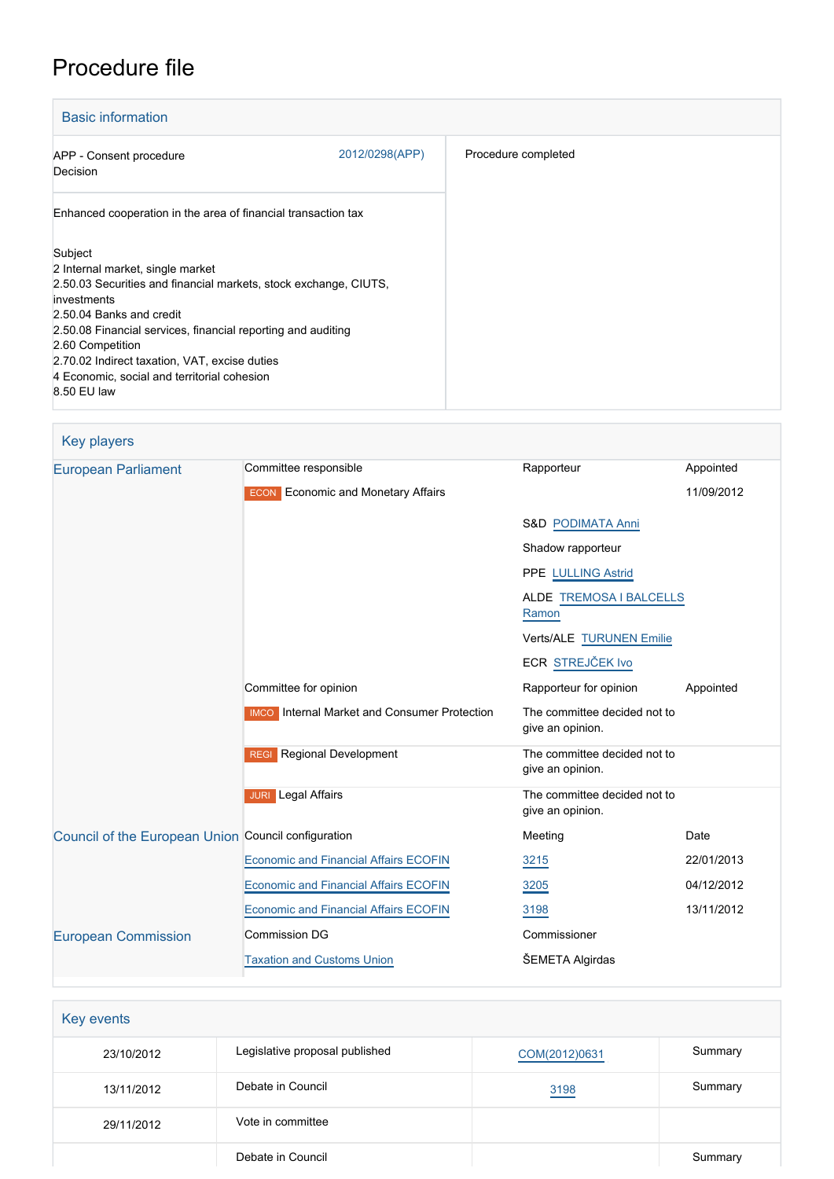# Procedure file

## Basic information

| | | |
|---|---|---|
| APP - Consent procedure<br>Decision | 2012/0298(APP) | Procedure completed |
| Enhanced cooperation in the area of financial transaction tax | | |
| Subject<br>2 Internal market, single market<br>2.50.03 Securities and financial markets, stock exchange, CIUTS, investments<br>2.50.04 Banks and credit<br>2.50.08 Financial services, financial reporting and auditing<br>2.60 Competition<br>2.70.02 Indirect taxation, VAT, excise duties<br>4 Economic, social and territorial cohesion<br>8.50 EU law | | |

## Key players

| | | | |
|---|---|---|---|
| European Parliament | Committee responsible | Rapporteur | Appointed |
| | ECON Economic and Monetary Affairs | | 11/09/2012 |
| | | S&D PODIMATA Anni | |
| | | Shadow rapporteur | |
| | | PPE LULLING Astrid | |
| | | ALDE TREMOSA I BALCELLS Ramon | |
| | | Verts/ALE TURUNEN Emilie | |
| | | ECR STREJČEK Ivo | |
| | Committee for opinion | Rapporteur for opinion | Appointed |
| | IMCO Internal Market and Consumer Protection | The committee decided not to give an opinion. | |
| | REGI Regional Development | The committee decided not to give an opinion. | |
| | JURI Legal Affairs | The committee decided not to give an opinion. | |
| Council of the European Union | Council configuration | Meeting | Date |
| | Economic and Financial Affairs ECOFIN | 3215 | 22/01/2013 |
| | Economic and Financial Affairs ECOFIN | 3205 | 04/12/2012 |
| | Economic and Financial Affairs ECOFIN | 3198 | 13/11/2012 |
| European Commission | Commission DG | Commissioner | |
| | Taxation and Customs Union | ŠEMETA Algirdas | |

## Key events

| | | | |
|---|---|---|---|
| 23/10/2012 | Legislative proposal published | COM(2012)0631 | Summary |
| 13/11/2012 | Debate in Council | 3198 | Summary |
| 29/11/2012 | Vote in committee | | |
| | Debate in Council | | Summary |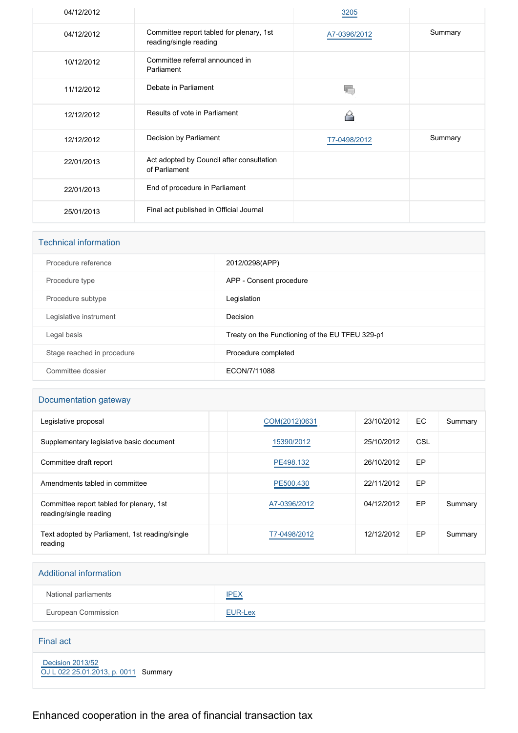| | | | |
|---|---|---|---|
| 04/12/2012 | | 3205 | |
| 04/12/2012 | Committee report tabled for plenary, 1st reading/single reading | A7-0396/2012 | Summary |
| 10/12/2012 | Committee referral announced in Parliament | | |
| 11/12/2012 | Debate in Parliament | | |
| 12/12/2012 | Results of vote in Parliament | | |
| 12/12/2012 | Decision by Parliament | T7-0498/2012 | Summary |
| 22/01/2013 | Act adopted by Council after consultation of Parliament | | |
| 22/01/2013 | End of procedure in Parliament | | |
| 25/01/2013 | Final act published in Official Journal | | |

## Technical information

| | |
|---|---|
| Procedure reference | 2012/0298(APP) |
| Procedure type | APP - Consent procedure |
| Procedure subtype | Legislation |
| Legislative instrument | Decision |
| Legal basis | Treaty on the Functioning of the EU TFEU 329-p1 |
| Stage reached in procedure | Procedure completed |
| Committee dossier | ECON/7/11088 |

## Documentation gateway

| | | | | | |
|---|---|---|---|---|---|
| Legislative proposal | | COM(2012)0631 | 23/10/2012 | EC | Summary |
| Supplementary legislative basic document | | 15390/2012 | 25/10/2012 | CSL | |
| Committee draft report | | PE498.132 | 26/10/2012 | EP | |
| Amendments tabled in committee | | PE500.430 | 22/11/2012 | EP | |
| Committee report tabled for plenary, 1st reading/single reading | | A7-0396/2012 | 04/12/2012 | EP | Summary |
| Text adopted by Parliament, 1st reading/single reading | | T7-0498/2012 | 12/12/2012 | EP | Summary |

## Additional information

| | |
|---|---|
| National parliaments | IPEX |
| European Commission | EUR-Lex |

## Final act

Decision 2013/52
OJ L 022 25.01.2013, p. 0011 Summary

# Enhanced cooperation in the area of financial transaction tax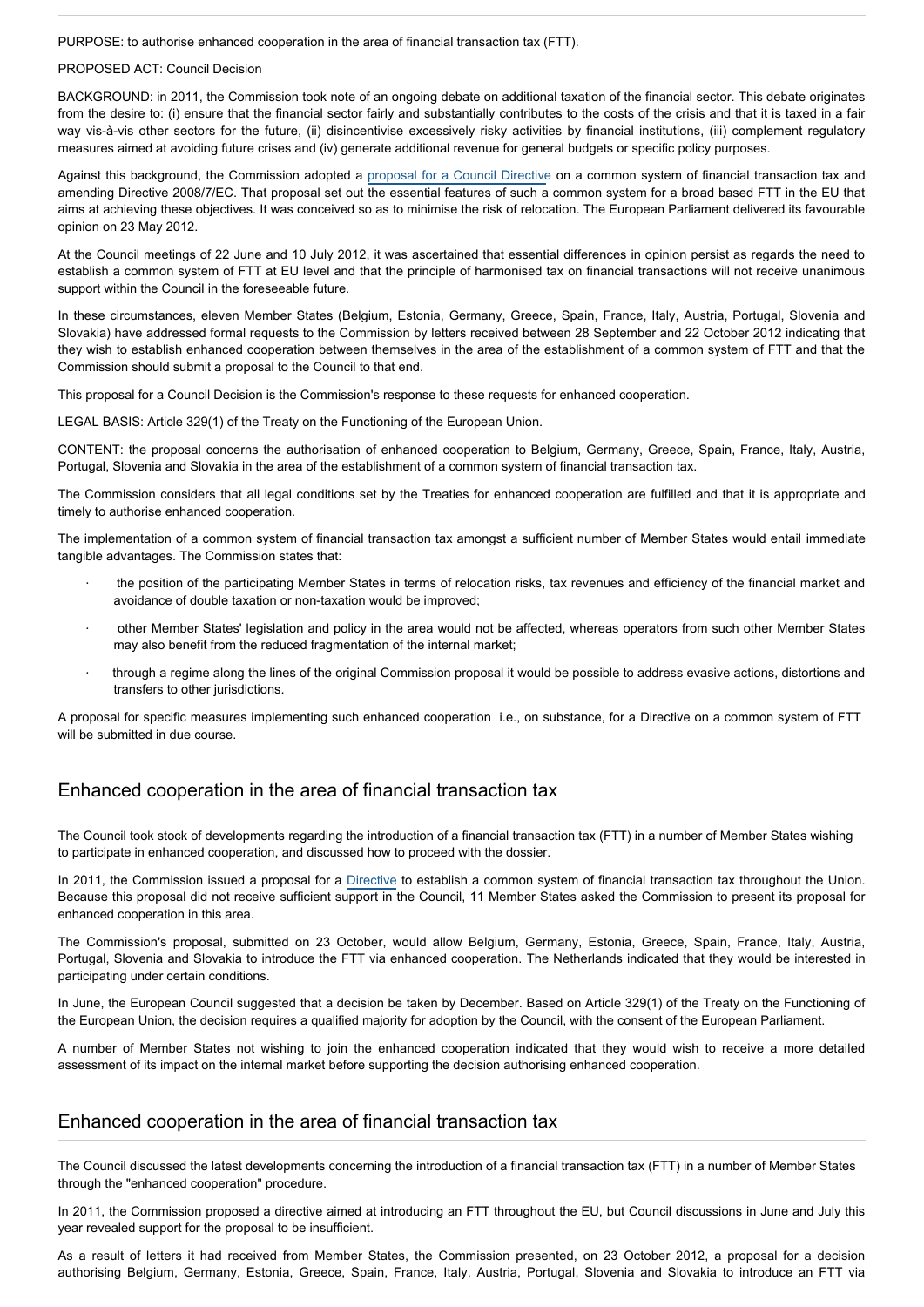PURPOSE: to authorise enhanced cooperation in the area of financial transaction tax (FTT).

PROPOSED ACT: Council Decision

BACKGROUND: in 2011, the Commission took note of an ongoing debate on additional taxation of the financial sector. This debate originates from the desire to: (i) ensure that the financial sector fairly and substantially contributes to the costs of the crisis and that it is taxed in a fair way vis-à-vis other sectors for the future, (ii) disincentivise excessively risky activities by financial institutions, (iii) complement regulatory measures aimed at avoiding future crises and (iv) generate additional revenue for general budgets or specific policy purposes.

Against this background, the Commission adopted a proposal for a Council Directive on a common system of financial transaction tax and amending Directive 2008/7/EC. That proposal set out the essential features of such a common system for a broad based FTT in the EU that aims at achieving these objectives. It was conceived so as to minimise the risk of relocation. The European Parliament delivered its favourable opinion on 23 May 2012.

At the Council meetings of 22 June and 10 July 2012, it was ascertained that essential differences in opinion persist as regards the need to establish a common system of FTT at EU level and that the principle of harmonised tax on financial transactions will not receive unanimous support within the Council in the foreseeable future.

In these circumstances, eleven Member States (Belgium, Estonia, Germany, Greece, Spain, France, Italy, Austria, Portugal, Slovenia and Slovakia) have addressed formal requests to the Commission by letters received between 28 September and 22 October 2012 indicating that they wish to establish enhanced cooperation between themselves in the area of the establishment of a common system of FTT and that the Commission should submit a proposal to the Council to that end.

This proposal for a Council Decision is the Commission's response to these requests for enhanced cooperation.

LEGAL BASIS: Article 329(1) of the Treaty on the Functioning of the European Union.

CONTENT: the proposal concerns the authorisation of enhanced cooperation to Belgium, Germany, Greece, Spain, France, Italy, Austria, Portugal, Slovenia and Slovakia in the area of the establishment of a common system of financial transaction tax.

The Commission considers that all legal conditions set by the Treaties for enhanced cooperation are fulfilled and that it is appropriate and timely to authorise enhanced cooperation.

The implementation of a common system of financial transaction tax amongst a sufficient number of Member States would entail immediate tangible advantages. The Commission states that:

- the position of the participating Member States in terms of relocation risks, tax revenues and efficiency of the financial market and avoidance of double taxation or non-taxation would be improved;
- other Member States' legislation and policy in the area would not be affected, whereas operators from such other Member States may also benefit from the reduced fragmentation of the internal market;
- through a regime along the lines of the original Commission proposal it would be possible to address evasive actions, distortions and transfers to other jurisdictions.

A proposal for specific measures implementing such enhanced cooperation i.e., on substance, for a Directive on a common system of FTT will be submitted in due course.

## Enhanced cooperation in the area of financial transaction tax

The Council took stock of developments regarding the introduction of a financial transaction tax (FTT) in a number of Member States wishing to participate in enhanced cooperation, and discussed how to proceed with the dossier.

In 2011, the Commission issued a proposal for a Directive to establish a common system of financial transaction tax throughout the Union. Because this proposal did not receive sufficient support in the Council, 11 Member States asked the Commission to present its proposal for enhanced cooperation in this area.

The Commission's proposal, submitted on 23 October, would allow Belgium, Germany, Estonia, Greece, Spain, France, Italy, Austria, Portugal, Slovenia and Slovakia to introduce the FTT via enhanced cooperation. The Netherlands indicated that they would be interested in participating under certain conditions.

In June, the European Council suggested that a decision be taken by December. Based on Article 329(1) of the Treaty on the Functioning of the European Union, the decision requires a qualified majority for adoption by the Council, with the consent of the European Parliament.

A number of Member States not wishing to join the enhanced cooperation indicated that they would wish to receive a more detailed assessment of its impact on the internal market before supporting the decision authorising enhanced cooperation.

## Enhanced cooperation in the area of financial transaction tax

The Council discussed the latest developments concerning the introduction of a financial transaction tax (FTT) in a number of Member States through the "enhanced cooperation" procedure.

In 2011, the Commission proposed a directive aimed at introducing an FTT throughout the EU, but Council discussions in June and July this year revealed support for the proposal to be insufficient.

As a result of letters it had received from Member States, the Commission presented, on 23 October 2012, a proposal for a decision authorising Belgium, Germany, Estonia, Greece, Spain, France, Italy, Austria, Portugal, Slovenia and Slovakia to introduce an FTT via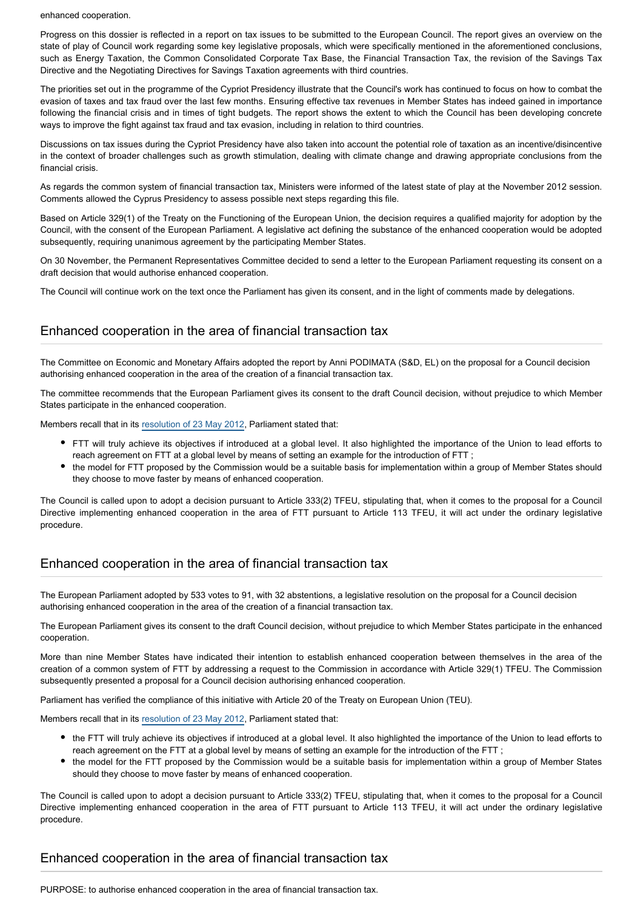enhanced cooperation.

Progress on this dossier is reflected in a report on tax issues to be submitted to the European Council. The report gives an overview on the state of play of Council work regarding some key legislative proposals, which were specifically mentioned in the aforementioned conclusions, such as Energy Taxation, the Common Consolidated Corporate Tax Base, the Financial Transaction Tax, the revision of the Savings Tax Directive and the Negotiating Directives for Savings Taxation agreements with third countries.

The priorities set out in the programme of the Cypriot Presidency illustrate that the Council's work has continued to focus on how to combat the evasion of taxes and tax fraud over the last few months. Ensuring effective tax revenues in Member States has indeed gained in importance following the financial crisis and in times of tight budgets. The report shows the extent to which the Council has been developing concrete ways to improve the fight against tax fraud and tax evasion, including in relation to third countries.

Discussions on tax issues during the Cypriot Presidency have also taken into account the potential role of taxation as an incentive/disincentive in the context of broader challenges such as growth stimulation, dealing with climate change and drawing appropriate conclusions from the financial crisis.

As regards the common system of financial transaction tax, Ministers were informed of the latest state of play at the November 2012 session. Comments allowed the Cyprus Presidency to assess possible next steps regarding this file.

Based on Article 329(1) of the Treaty on the Functioning of the European Union, the decision requires a qualified majority for adoption by the Council, with the consent of the European Parliament. A legislative act defining the substance of the enhanced cooperation would be adopted subsequently, requiring unanimous agreement by the participating Member States.

On 30 November, the Permanent Representatives Committee decided to send a letter to the European Parliament requesting its consent on a draft decision that would authorise enhanced cooperation.

The Council will continue work on the text once the Parliament has given its consent, and in the light of comments made by delegations.

## Enhanced cooperation in the area of financial transaction tax

The Committee on Economic and Monetary Affairs adopted the report by Anni PODIMATA (S&D, EL) on the proposal for a Council decision authorising enhanced cooperation in the area of the creation of a financial transaction tax.

The committee recommends that the European Parliament gives its consent to the draft Council decision, without prejudice to which Member States participate in the enhanced cooperation.

Members recall that in its resolution of 23 May 2012, Parliament stated that:

- FTT will truly achieve its objectives if introduced at a global level. It also highlighted the importance of the Union to lead efforts to reach agreement on FTT at a global level by means of setting an example for the introduction of FTT ;
- the model for FTT proposed by the Commission would be a suitable basis for implementation within a group of Member States should they choose to move faster by means of enhanced cooperation.

The Council is called upon to adopt a decision pursuant to Article 333(2) TFEU, stipulating that, when it comes to the proposal for a Council Directive implementing enhanced cooperation in the area of FTT pursuant to Article 113 TFEU, it will act under the ordinary legislative procedure.

## Enhanced cooperation in the area of financial transaction tax

The European Parliament adopted by 533 votes to 91, with 32 abstentions, a legislative resolution on the proposal for a Council decision authorising enhanced cooperation in the area of the creation of a financial transaction tax.

The European Parliament gives its consent to the draft Council decision, without prejudice to which Member States participate in the enhanced cooperation.

More than nine Member States have indicated their intention to establish enhanced cooperation between themselves in the area of the creation of a common system of FTT by addressing a request to the Commission in accordance with Article 329(1) TFEU. The Commission subsequently presented a proposal for a Council decision authorising enhanced cooperation.

Parliament has verified the compliance of this initiative with Article 20 of the Treaty on European Union (TEU).

Members recall that in its resolution of 23 May 2012, Parliament stated that:

- the FTT will truly achieve its objectives if introduced at a global level. It also highlighted the importance of the Union to lead efforts to reach agreement on the FTT at a global level by means of setting an example for the introduction of the FTT ;
- the model for the FTT proposed by the Commission would be a suitable basis for implementation within a group of Member States should they choose to move faster by means of enhanced cooperation.

The Council is called upon to adopt a decision pursuant to Article 333(2) TFEU, stipulating that, when it comes to the proposal for a Council Directive implementing enhanced cooperation in the area of FTT pursuant to Article 113 TFEU, it will act under the ordinary legislative procedure.

## Enhanced cooperation in the area of financial transaction tax

PURPOSE: to authorise enhanced cooperation in the area of financial transaction tax.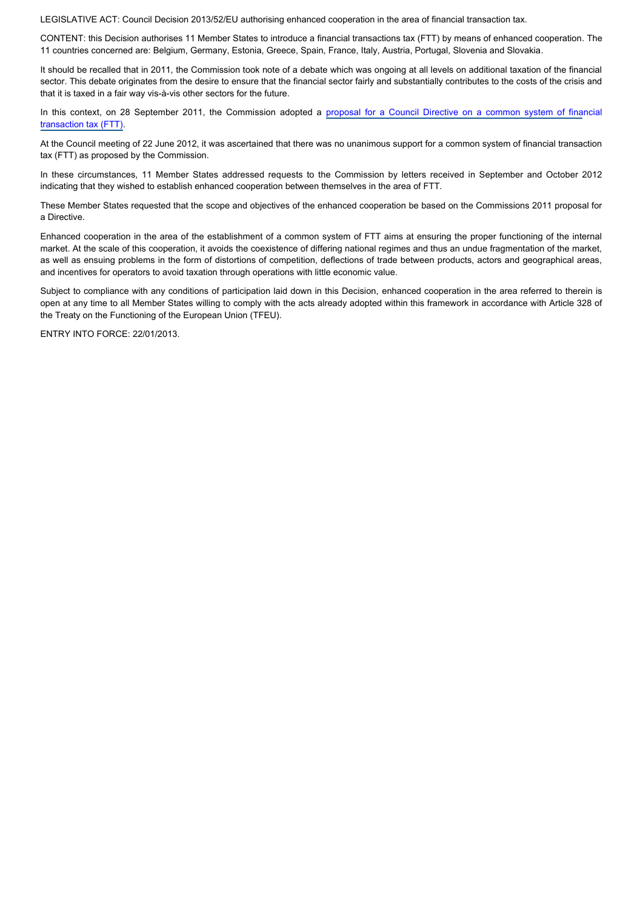LEGISLATIVE ACT: Council Decision 2013/52/EU authorising enhanced cooperation in the area of financial transaction tax.

CONTENT: this Decision authorises 11 Member States to introduce a financial transactions tax (FTT) by means of enhanced cooperation. The 11 countries concerned are: Belgium, Germany, Estonia, Greece, Spain, France, Italy, Austria, Portugal, Slovenia and Slovakia.

It should be recalled that in 2011, the Commission took note of a debate which was ongoing at all levels on additional taxation of the financial sector. This debate originates from the desire to ensure that the financial sector fairly and substantially contributes to the costs of the crisis and that it is taxed in a fair way vis-à-vis other sectors for the future.

In this context, on 28 September 2011, the Commission adopted a proposal for a Council Directive on a common system of financial transaction tax (FTT).

At the Council meeting of 22 June 2012, it was ascertained that there was no unanimous support for a common system of financial transaction tax (FTT) as proposed by the Commission.

In these circumstances, 11 Member States addressed requests to the Commission by letters received in September and October 2012 indicating that they wished to establish enhanced cooperation between themselves in the area of FTT.

These Member States requested that the scope and objectives of the enhanced cooperation be based on the Commissions 2011 proposal for a Directive.

Enhanced cooperation in the area of the establishment of a common system of FTT aims at ensuring the proper functioning of the internal market. At the scale of this cooperation, it avoids the coexistence of differing national regimes and thus an undue fragmentation of the market, as well as ensuing problems in the form of distortions of competition, deflections of trade between products, actors and geographical areas, and incentives for operators to avoid taxation through operations with little economic value.

Subject to compliance with any conditions of participation laid down in this Decision, enhanced cooperation in the area referred to therein is open at any time to all Member States willing to comply with the acts already adopted within this framework in accordance with Article 328 of the Treaty on the Functioning of the European Union (TFEU).

ENTRY INTO FORCE: 22/01/2013.